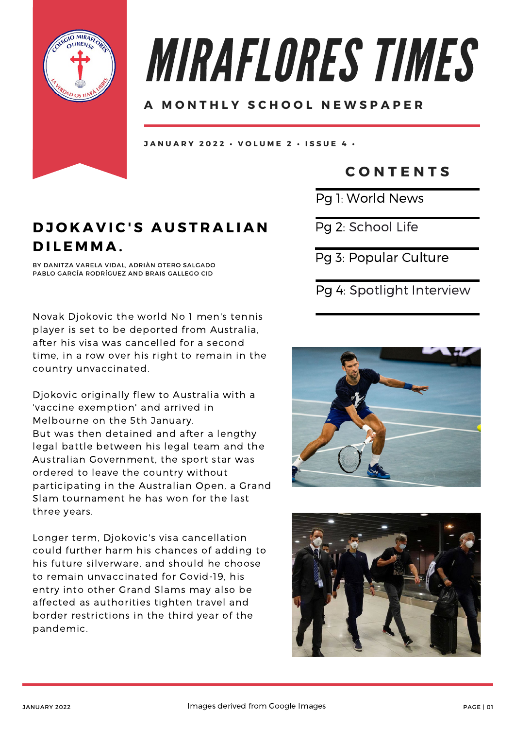# MIRAFLORES TIMES

**A MONTHLY SCHOOL NEWSPAPER**

JANUARY 2022 • VOLUME 2 • ISSUE 4 •

## CONTENTS

- Pg 1: World News
- Pg 2: School Life
- Pg 3: Popular Culture
- Pg 4: Spotlight Interview

## DJOKAVIC'S AUSTRALIAN DILEMMA.

BY DANITZA VARELA VIDAL, ADRIÀN OTERO SALGADO PABLO GARCÍA RODRÍGUEZ AND BRAIS GALLEGO CID

Novak Djokovic the world No 1 men's tennis player is set to be deported from Australia, after his visa was cancelled for a second time, in a row over his right to remain in the country unvaccinated.

Djokovic originally flew to Australia with a 'vaccine exemption' and arrived in Melbourne on the 5th January.
But was then detained and after a lengthy legal battle between his legal team and the Australian Government, the sport star was ordered to leave the country without participating in the Australian Open, a Grand Slam tournament he has won for the last three years.

Longer term, Djokovic's visa cancellation could further harm his chances of adding to his future silverware, and should he choose to remain unvaccinated for Covid-19, his entry into other Grand Slams may also be affected as authorities tighten travel and border restrictions in the third year of the pandemic.

Images derived from Google Images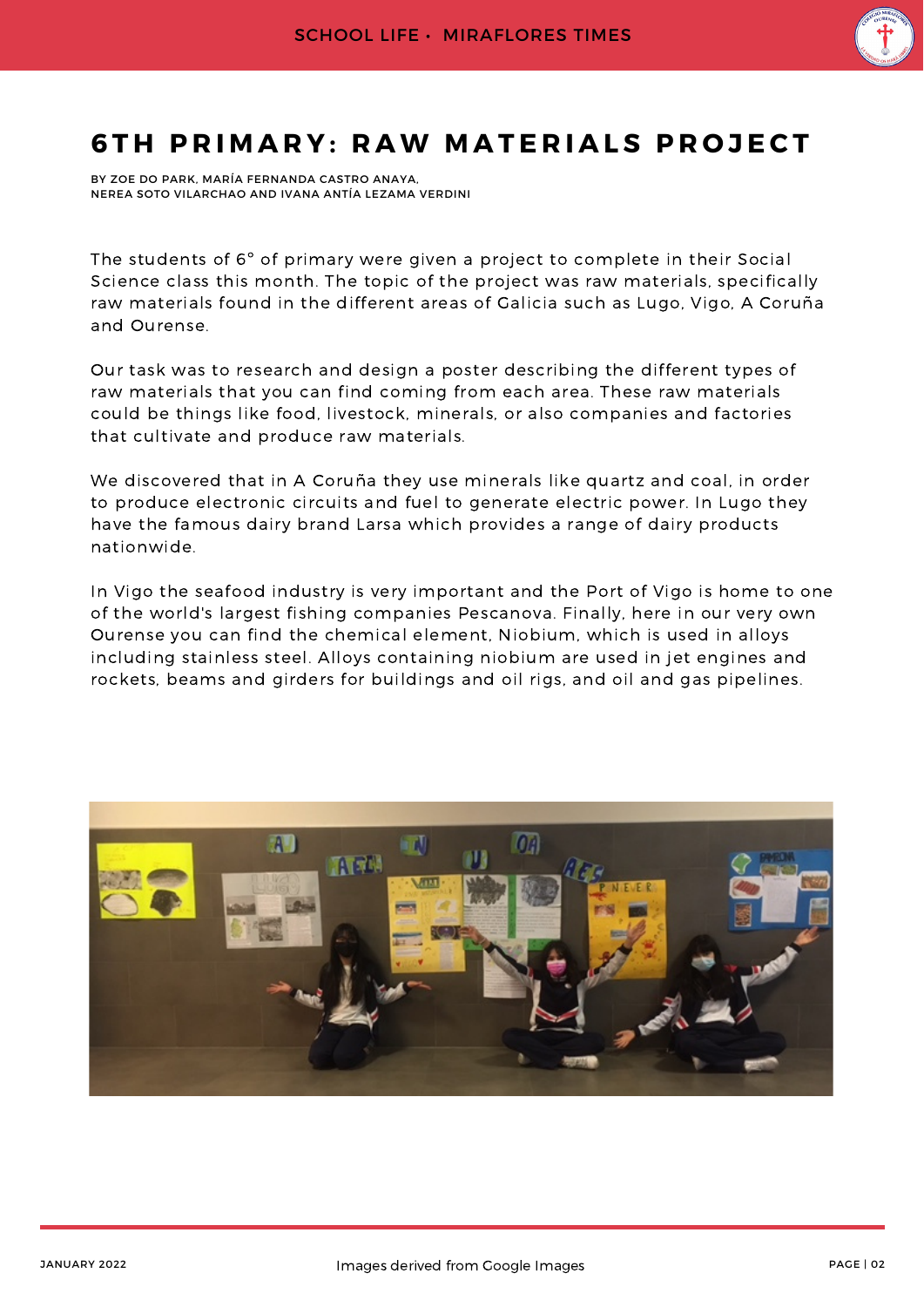# 6TH PRIMARY: RAW MATERIALS PROJECT

BY ZOE DO PARK, MARÍA FERNANDA CASTRO ANAYA, NEREA SOTO VILARCHAO AND IVANA ANTÍA LEZAMA VERDINI

The students of 6° of primary were given a project to complete in their Social Science class this month. The topic of the project was raw materials, specifically raw materials found in the different areas of Galicia such as Lugo, Vigo, A Coruña and Ourense.

Our task was to research and design a poster describing the different types of raw materials that you can find coming from each area. These raw materials could be things like food, livestock, minerals, or also companies and factories that cultivate and produce raw materials.

We discovered that in A Coruña they use minerals like quartz and coal, in order to produce electronic circuits and fuel to generate electric power. In Lugo they have the famous dairy brand Larsa which provides a range of dairy products nationwide.

In Vigo the seafood industry is very important and the Port of Vigo is home to one of the world's largest fishing companies Pescanova. Finally, here in our very own Ourense you can find the chemical element, Niobium, which is used in alloys including stainless steel. Alloys containing niobium are used in jet engines and rockets, beams and girders for buildings and oil rigs, and oil and gas pipelines.

Images derived from Google Images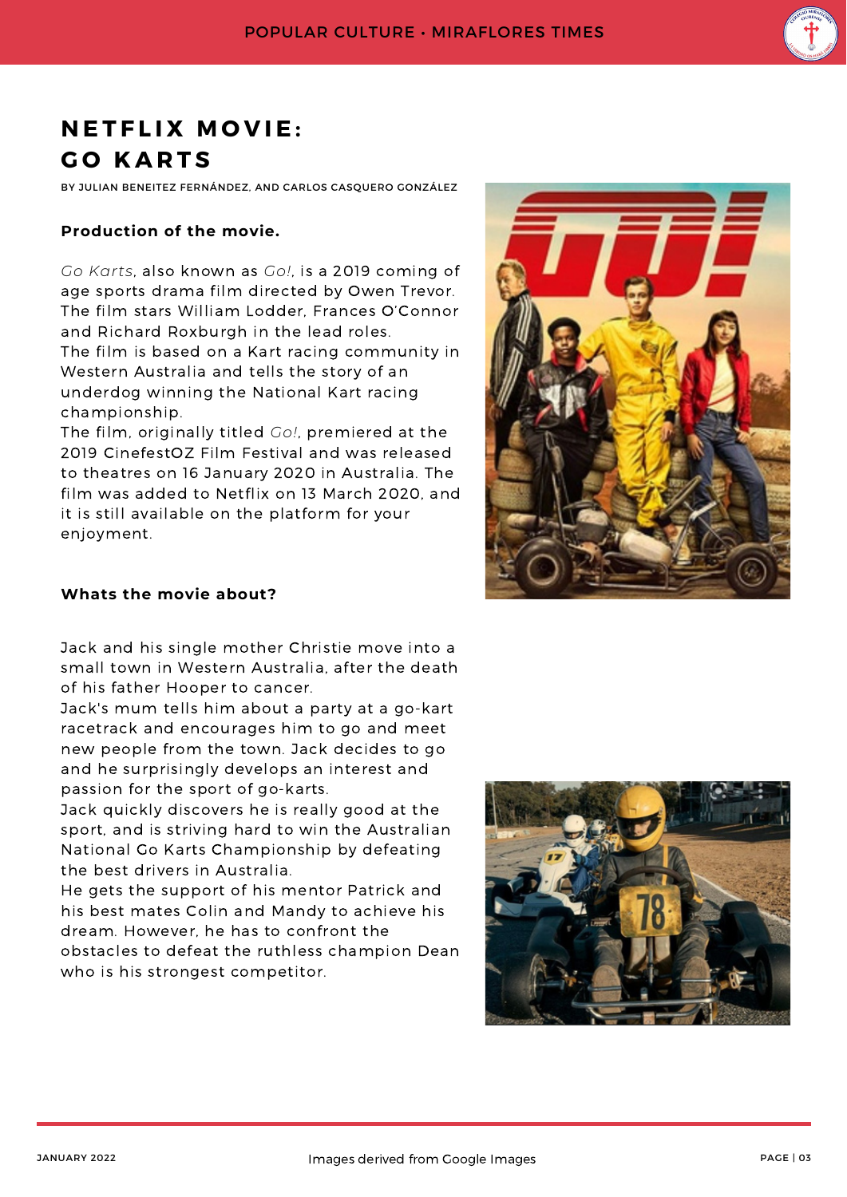# NETFLIX MOVIE: GO KARTS

BY JULIAN BENEITEZ FERNÁNDEZ, AND CARLOS CASQUERO GONZÁLEZ

### Production of the movie.

*Go Karts*, also known as *Go!*, is a 2019 coming of age sports drama film directed by Owen Trevor. The film stars William Lodder, Frances O'Connor and Richard Roxburgh in the lead roles.
The film is based on a Kart racing community in Western Australia and tells the story of an underdog winning the National Kart racing championship.
The film, originally titled *Go!*, premiered at the 2019 CinefestOZ Film Festival and was released to theatres on 16 January 2020 in Australia. The film was added to Netflix on 13 March 2020, and it is still available on the platform for your enjoyment.

### Whats the movie about?

Jack and his single mother Christie move into a small town in Western Australia, after the death of his father Hooper to cancer.
Jack's mum tells him about a party at a go-kart racetrack and encourages him to go and meet new people from the town. Jack decides to go and he surprisingly develops an interest and passion for the sport of go-karts.
Jack quickly discovers he is really good at the sport, and is striving hard to win the Australian National Go Karts Championship by defeating the best drivers in Australia.
He gets the support of his mentor Patrick and his best mates Colin and Mandy to achieve his dream. However, he has to confront the obstacles to defeat the ruthless champion Dean who is his strongest competitor.

Images derived from Google Images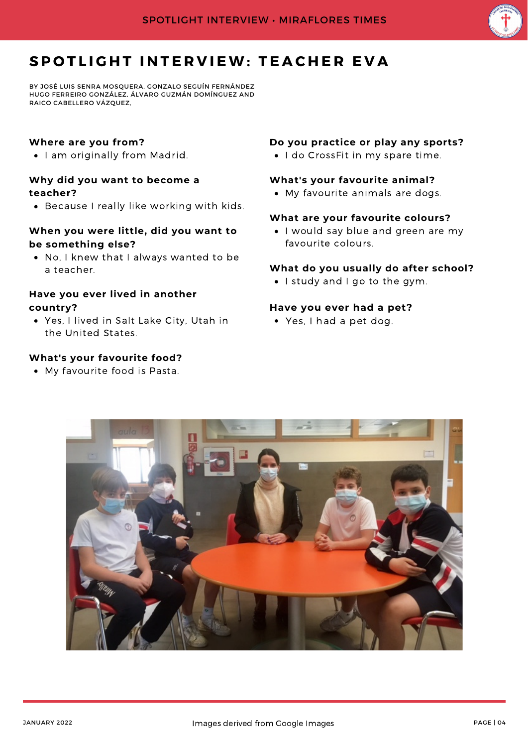# SPOTLIGHT INTERVIEW: TEACHER EVA

BY JOSÉ LUIS SENRA MOSQUERA, GONZALO SEGUÍN FERNÁNDEZ HUGO FERREIRO GONZÁLEZ, ÁLVARO GUZMÁN DOMÍNGUEZ AND RAICO CABELLERO VÁZQUEZ,

**Where are you from?**

- I am originally from Madrid.

**Why did you want to become a teacher?**

- Because I really like working with kids.

**When you were little, did you want to be something else?**

- No, I knew that I always wanted to be a teacher.

**Have you ever lived in another country?**

- Yes, I lived in Salt Lake City, Utah in the United States.

**What's your favourite food?**

- My favourite food is Pasta.

**Do you practice or play any sports?**

- I do CrossFit in my spare time.

**What's your favourite animal?**

- My favourite animals are dogs.

**What are your favourite colours?**

- I would say blue and green are my favourite colours.

**What do you usually do after school?**

- I study and I go to the gym.

**Have you ever had a pet?**

- Yes, I had a pet dog.

Images derived from Google Images